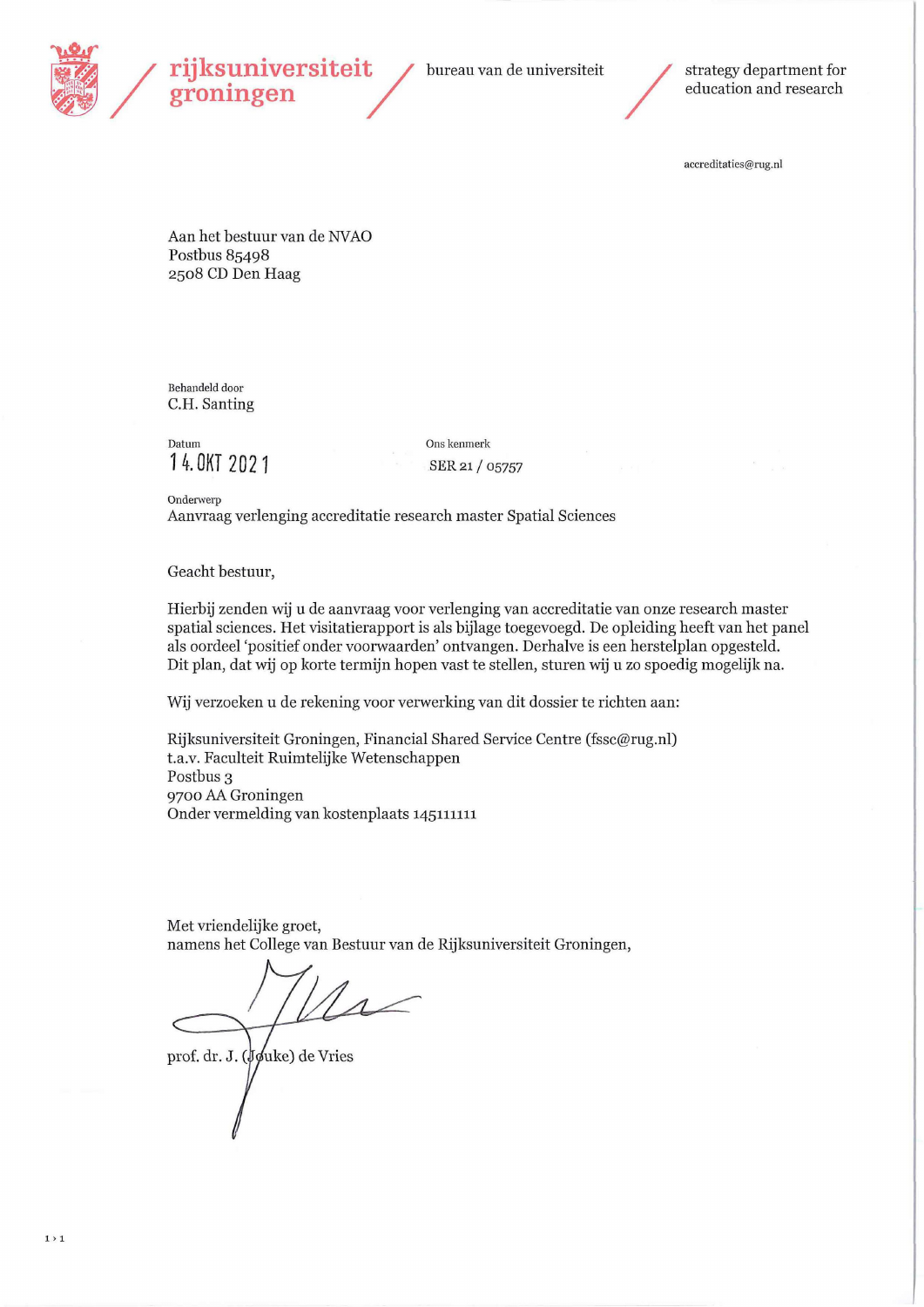rijksuniversiteit groningen

bureau van de universiteit

strategy department for education and research

accreditaties@rug.nl

Aan het bestuur van de NVAO
Postbus 85498
2508 CD Den Haag

Behandeld door
C.H. Santing

Datum
14. OKT 2021

Ons kenmerk
SER 21 / 05757

Onderwerp
Aanvraag verlenging accreditatie research master Spatial Sciences

Geacht bestuur,

Hierbij zenden wij u de aanvraag voor verlenging van accreditatie van onze research master spatial sciences. Het visitatierapport is als bijlage toegevoegd. De opleiding heeft van het panel als oordeel 'positief onder voorwaarden' ontvangen. Derhalve is een herstelplan opgesteld. Dit plan, dat wij op korte termijn hopen vast te stellen, sturen wij u zo spoedig mogelijk na.

Wij verzoeken u de rekening voor verwerking van dit dossier te richten aan:

Rijksuniversiteit Groningen, Financial Shared Service Centre (fssc@rug.nl)
t.a.v. Faculteit Ruimtelijke Wetenschappen
Postbus 3
9700 AA Groningen
Onder vermelding van kostenplaats 145111111

Met vriendelijke groet,
namens het College van Bestuur van de Rijksuniversiteit Groningen,

prof. dr. J. (Jouke) de Vries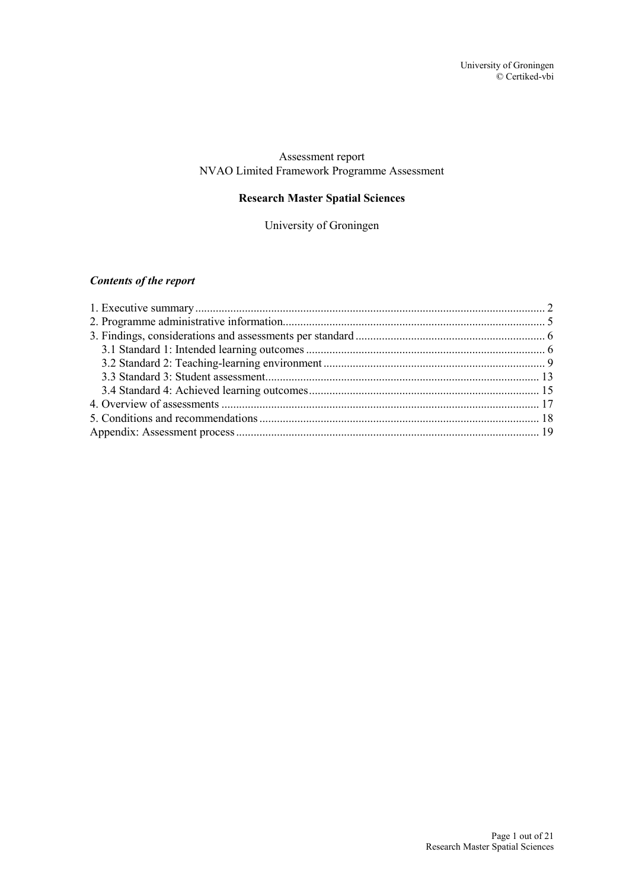Assessment report
NVAO Limited Framework Programme Assessment

**Research Master Spatial Sciences**

University of Groningen

***Contents of the report***

1. Executive summary .......... 2
2. Programme administrative information .......... 5
3. Findings, considerations and assessments per standard .......... 6
   - 3.1 Standard 1: Intended learning outcomes .......... 6
   - 3.2 Standard 2: Teaching-learning environment .......... 9
   - 3.3 Standard 3: Student assessment .......... 13
   - 3.4 Standard 4: Achieved learning outcomes .......... 15
4. Overview of assessments .......... 17
5. Conditions and recommendations .......... 18

Appendix: Assessment process .......... 19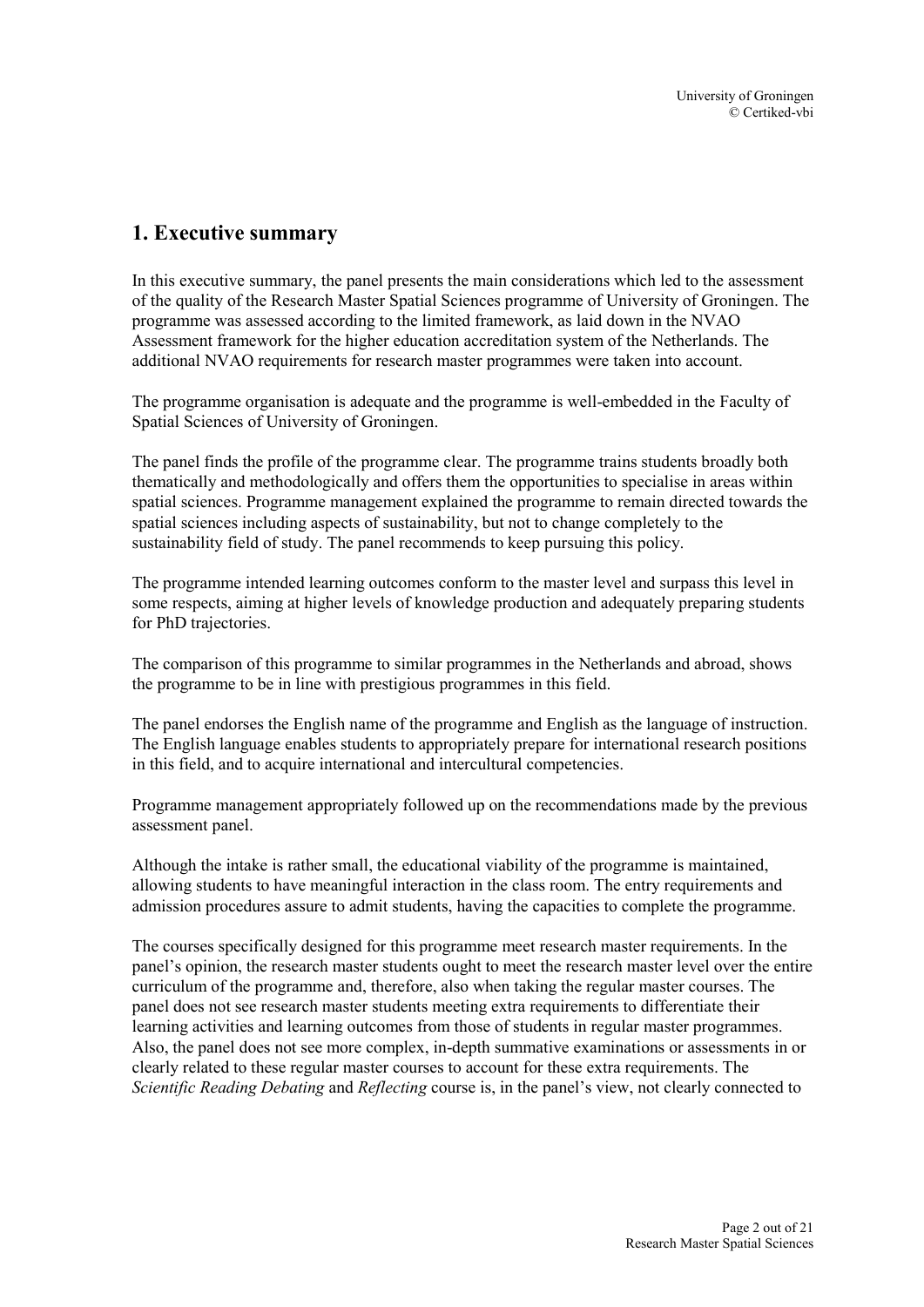## 1. Executive summary

In this executive summary, the panel presents the main considerations which led to the assessment of the quality of the Research Master Spatial Sciences programme of University of Groningen. The programme was assessed according to the limited framework, as laid down in the NVAO Assessment framework for the higher education accreditation system of the Netherlands. The additional NVAO requirements for research master programmes were taken into account.

The programme organisation is adequate and the programme is well-embedded in the Faculty of Spatial Sciences of University of Groningen.

The panel finds the profile of the programme clear. The programme trains students broadly both thematically and methodologically and offers them the opportunities to specialise in areas within spatial sciences. Programme management explained the programme to remain directed towards the spatial sciences including aspects of sustainability, but not to change completely to the sustainability field of study. The panel recommends to keep pursuing this policy.

The programme intended learning outcomes conform to the master level and surpass this level in some respects, aiming at higher levels of knowledge production and adequately preparing students for PhD trajectories.

The comparison of this programme to similar programmes in the Netherlands and abroad, shows the programme to be in line with prestigious programmes in this field.

The panel endorses the English name of the programme and English as the language of instruction. The English language enables students to appropriately prepare for international research positions in this field, and to acquire international and intercultural competencies.

Programme management appropriately followed up on the recommendations made by the previous assessment panel.

Although the intake is rather small, the educational viability of the programme is maintained, allowing students to have meaningful interaction in the class room. The entry requirements and admission procedures assure to admit students, having the capacities to complete the programme.

The courses specifically designed for this programme meet research master requirements. In the panel's opinion, the research master students ought to meet the research master level over the entire curriculum of the programme and, therefore, also when taking the regular master courses. The panel does not see research master students meeting extra requirements to differentiate their learning activities and learning outcomes from those of students in regular master programmes. Also, the panel does not see more complex, in-depth summative examinations or assessments in or clearly related to these regular master courses to account for these extra requirements. The *Scientific Reading Debating* and *Reflecting* course is, in the panel's view, not clearly connected to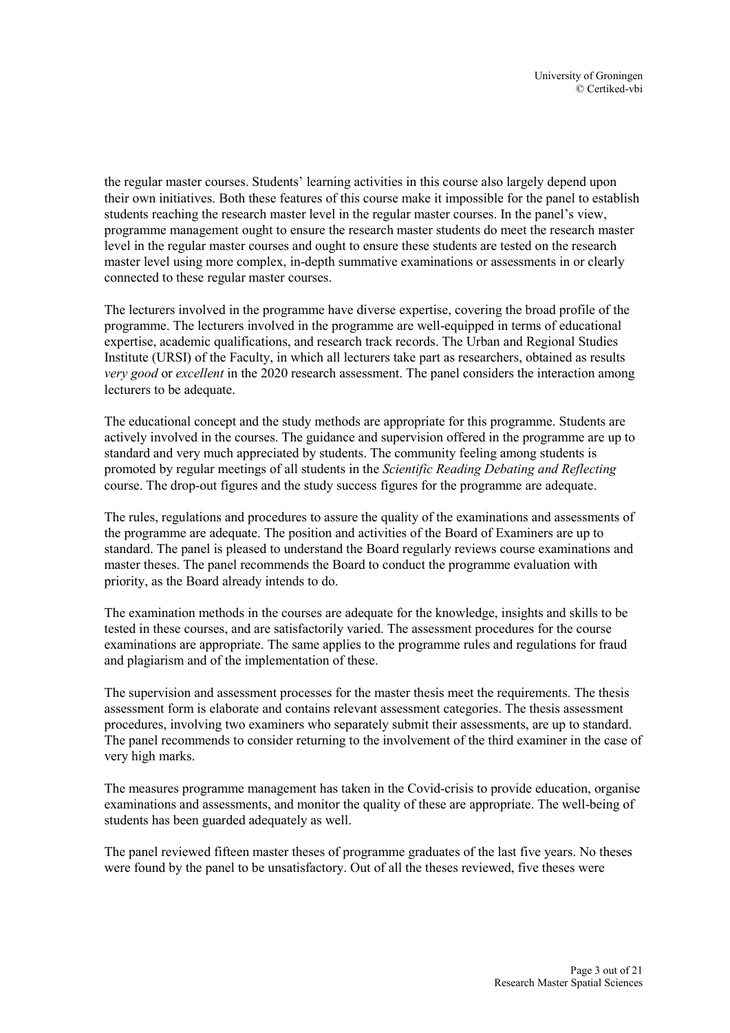the regular master courses. Students' learning activities in this course also largely depend upon their own initiatives. Both these features of this course make it impossible for the panel to establish students reaching the research master level in the regular master courses. In the panel's view, programme management ought to ensure the research master students do meet the research master level in the regular master courses and ought to ensure these students are tested on the research master level using more complex, in-depth summative examinations or assessments in or clearly connected to these regular master courses.

The lecturers involved in the programme have diverse expertise, covering the broad profile of the programme. The lecturers involved in the programme are well-equipped in terms of educational expertise, academic qualifications, and research track records. The Urban and Regional Studies Institute (URSI) of the Faculty, in which all lecturers take part as researchers, obtained as results *very good* or *excellent* in the 2020 research assessment. The panel considers the interaction among lecturers to be adequate.

The educational concept and the study methods are appropriate for this programme. Students are actively involved in the courses. The guidance and supervision offered in the programme are up to standard and very much appreciated by students. The community feeling among students is promoted by regular meetings of all students in the *Scientific Reading Debating and Reflecting* course. The drop-out figures and the study success figures for the programme are adequate.

The rules, regulations and procedures to assure the quality of the examinations and assessments of the programme are adequate. The position and activities of the Board of Examiners are up to standard. The panel is pleased to understand the Board regularly reviews course examinations and master theses. The panel recommends the Board to conduct the programme evaluation with priority, as the Board already intends to do.

The examination methods in the courses are adequate for the knowledge, insights and skills to be tested in these courses, and are satisfactorily varied. The assessment procedures for the course examinations are appropriate. The same applies to the programme rules and regulations for fraud and plagiarism and of the implementation of these.

The supervision and assessment processes for the master thesis meet the requirements. The thesis assessment form is elaborate and contains relevant assessment categories. The thesis assessment procedures, involving two examiners who separately submit their assessments, are up to standard. The panel recommends to consider returning to the involvement of the third examiner in the case of very high marks.

The measures programme management has taken in the Covid-crisis to provide education, organise examinations and assessments, and monitor the quality of these are appropriate. The well-being of students has been guarded adequately as well.

The panel reviewed fifteen master theses of programme graduates of the last five years. No theses were found by the panel to be unsatisfactory. Out of all the theses reviewed, five theses were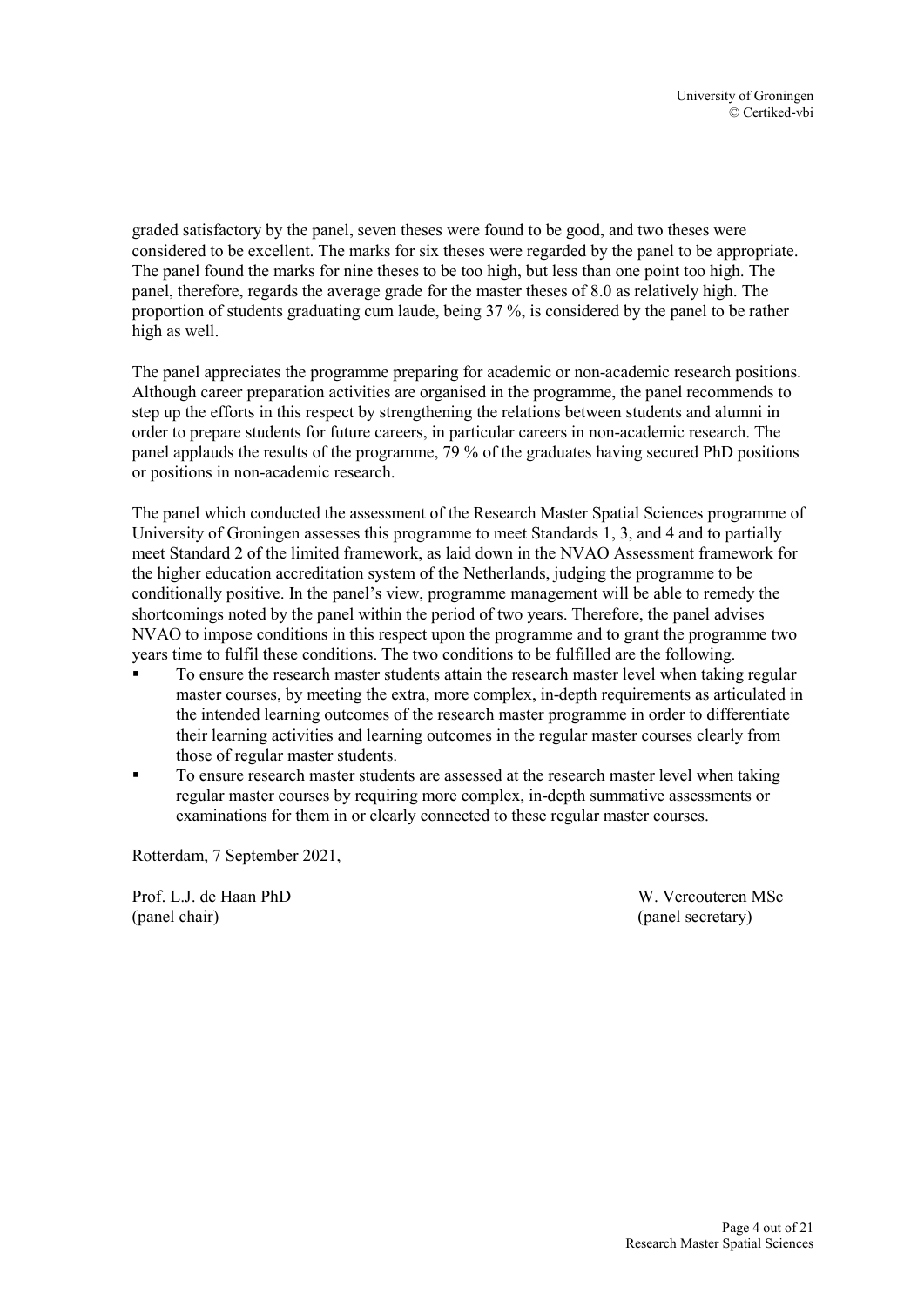graded satisfactory by the panel, seven theses were found to be good, and two theses were considered to be excellent. The marks for six theses were regarded by the panel to be appropriate. The panel found the marks for nine theses to be too high, but less than one point too high. The panel, therefore, regards the average grade for the master theses of 8.0 as relatively high. The proportion of students graduating cum laude, being 37 %, is considered by the panel to be rather high as well.

The panel appreciates the programme preparing for academic or non-academic research positions. Although career preparation activities are organised in the programme, the panel recommends to step up the efforts in this respect by strengthening the relations between students and alumni in order to prepare students for future careers, in particular careers in non-academic research. The panel applauds the results of the programme, 79 % of the graduates having secured PhD positions or positions in non-academic research.

The panel which conducted the assessment of the Research Master Spatial Sciences programme of University of Groningen assesses this programme to meet Standards 1, 3, and 4 and to partially meet Standard 2 of the limited framework, as laid down in the NVAO Assessment framework for the higher education accreditation system of the Netherlands, judging the programme to be conditionally positive. In the panel's view, programme management will be able to remedy the shortcomings noted by the panel within the period of two years. Therefore, the panel advises NVAO to impose conditions in this respect upon the programme and to grant the programme two years time to fulfil these conditions. The two conditions to be fulfilled are the following.

- To ensure the research master students attain the research master level when taking regular master courses, by meeting the extra, more complex, in-depth requirements as articulated in the intended learning outcomes of the research master programme in order to differentiate their learning activities and learning outcomes in the regular master courses clearly from those of regular master students.
- To ensure research master students are assessed at the research master level when taking regular master courses by requiring more complex, in-depth summative assessments or examinations for them in or clearly connected to these regular master courses.

Rotterdam, 7 September 2021,

Prof. L.J. de Haan PhD
(panel chair)

W. Vercouteren MSc
(panel secretary)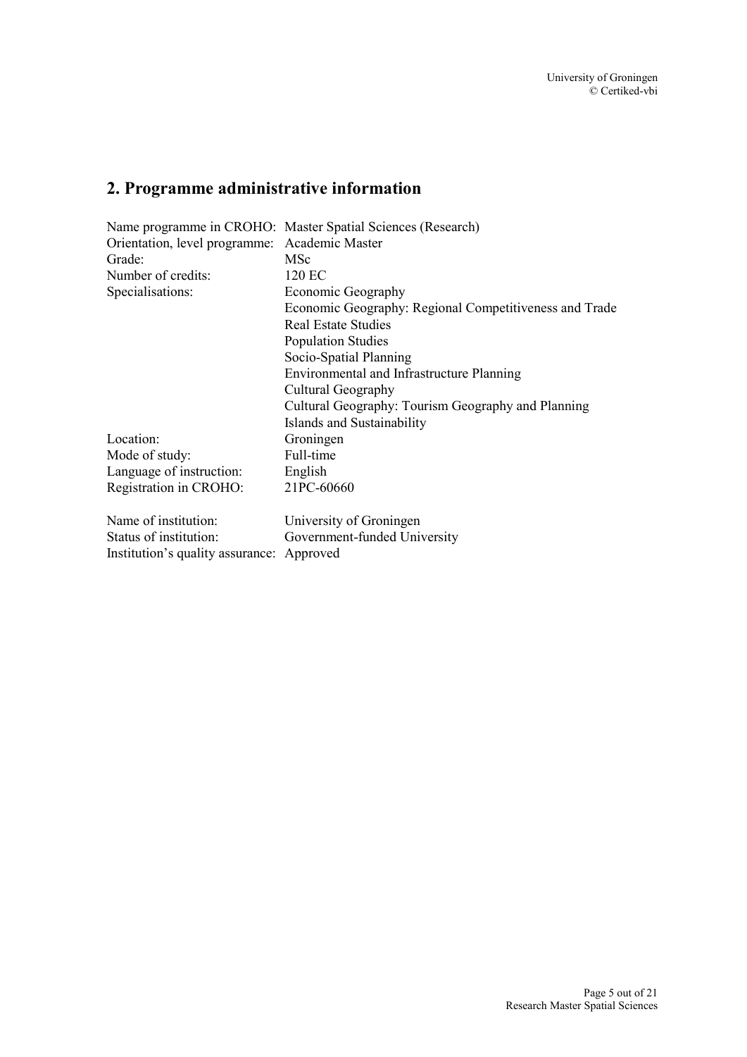## 2. Programme administrative information

| | |
|---|---|
| Name programme in CROHO: | Master Spatial Sciences (Research) |
| Orientation, level programme: | Academic Master |
| Grade: | MSc |
| Number of credits: | 120 EC |
| Specialisations: | Economic Geography |
| | Economic Geography: Regional Competitiveness and Trade |
| | Real Estate Studies |
| | Population Studies |
| | Socio-Spatial Planning |
| | Environmental and Infrastructure Planning |
| | Cultural Geography |
| | Cultural Geography: Tourism Geography and Planning |
| | Islands and Sustainability |
| Location: | Groningen |
| Mode of study: | Full-time |
| Language of instruction: | English |
| Registration in CROHO: | 21PC-60660 |

| | |
|---|---|
| Name of institution: | University of Groningen |
| Status of institution: | Government-funded University |
| Institution's quality assurance: | Approved |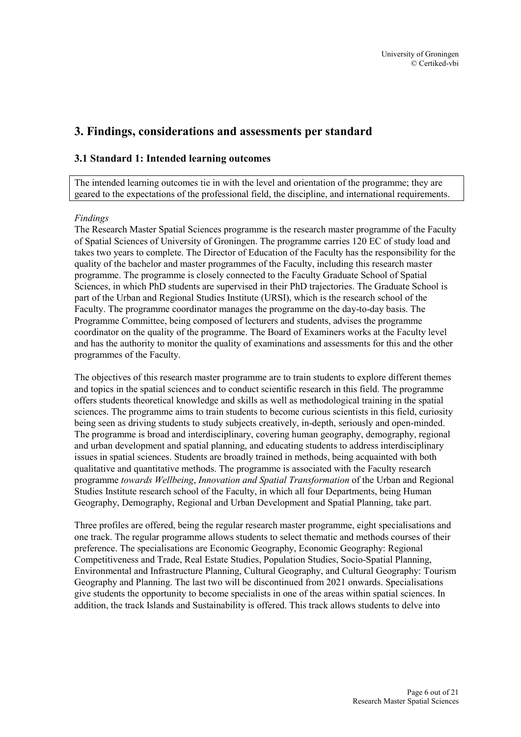# 3. Findings, considerations and assessments per standard

## 3.1 Standard 1: Intended learning outcomes

The intended learning outcomes tie in with the level and orientation of the programme; they are geared to the expectations of the professional field, the discipline, and international requirements.

*Findings*

The Research Master Spatial Sciences programme is the research master programme of the Faculty of Spatial Sciences of University of Groningen. The programme carries 120 EC of study load and takes two years to complete. The Director of Education of the Faculty has the responsibility for the quality of the bachelor and master programmes of the Faculty, including this research master programme. The programme is closely connected to the Faculty Graduate School of Spatial Sciences, in which PhD students are supervised in their PhD trajectories. The Graduate School is part of the Urban and Regional Studies Institute (URSI), which is the research school of the Faculty. The programme coordinator manages the programme on the day-to-day basis. The Programme Committee, being composed of lecturers and students, advises the programme coordinator on the quality of the programme. The Board of Examiners works at the Faculty level and has the authority to monitor the quality of examinations and assessments for this and the other programmes of the Faculty.

The objectives of this research master programme are to train students to explore different themes and topics in the spatial sciences and to conduct scientific research in this field. The programme offers students theoretical knowledge and skills as well as methodological training in the spatial sciences. The programme aims to train students to become curious scientists in this field, curiosity being seen as driving students to study subjects creatively, in-depth, seriously and open-minded. The programme is broad and interdisciplinary, covering human geography, demography, regional and urban development and spatial planning, and educating students to address interdisciplinary issues in spatial sciences. Students are broadly trained in methods, being acquainted with both qualitative and quantitative methods. The programme is associated with the Faculty research programme *towards Wellbeing*, *Innovation and Spatial Transformation* of the Urban and Regional Studies Institute research school of the Faculty, in which all four Departments, being Human Geography, Demography, Regional and Urban Development and Spatial Planning, take part.

Three profiles are offered, being the regular research master programme, eight specialisations and one track. The regular programme allows students to select thematic and methods courses of their preference. The specialisations are Economic Geography, Economic Geography: Regional Competitiveness and Trade, Real Estate Studies, Population Studies, Socio-Spatial Planning, Environmental and Infrastructure Planning, Cultural Geography, and Cultural Geography: Tourism Geography and Planning. The last two will be discontinued from 2021 onwards. Specialisations give students the opportunity to become specialists in one of the areas within spatial sciences. In addition, the track Islands and Sustainability is offered. This track allows students to delve into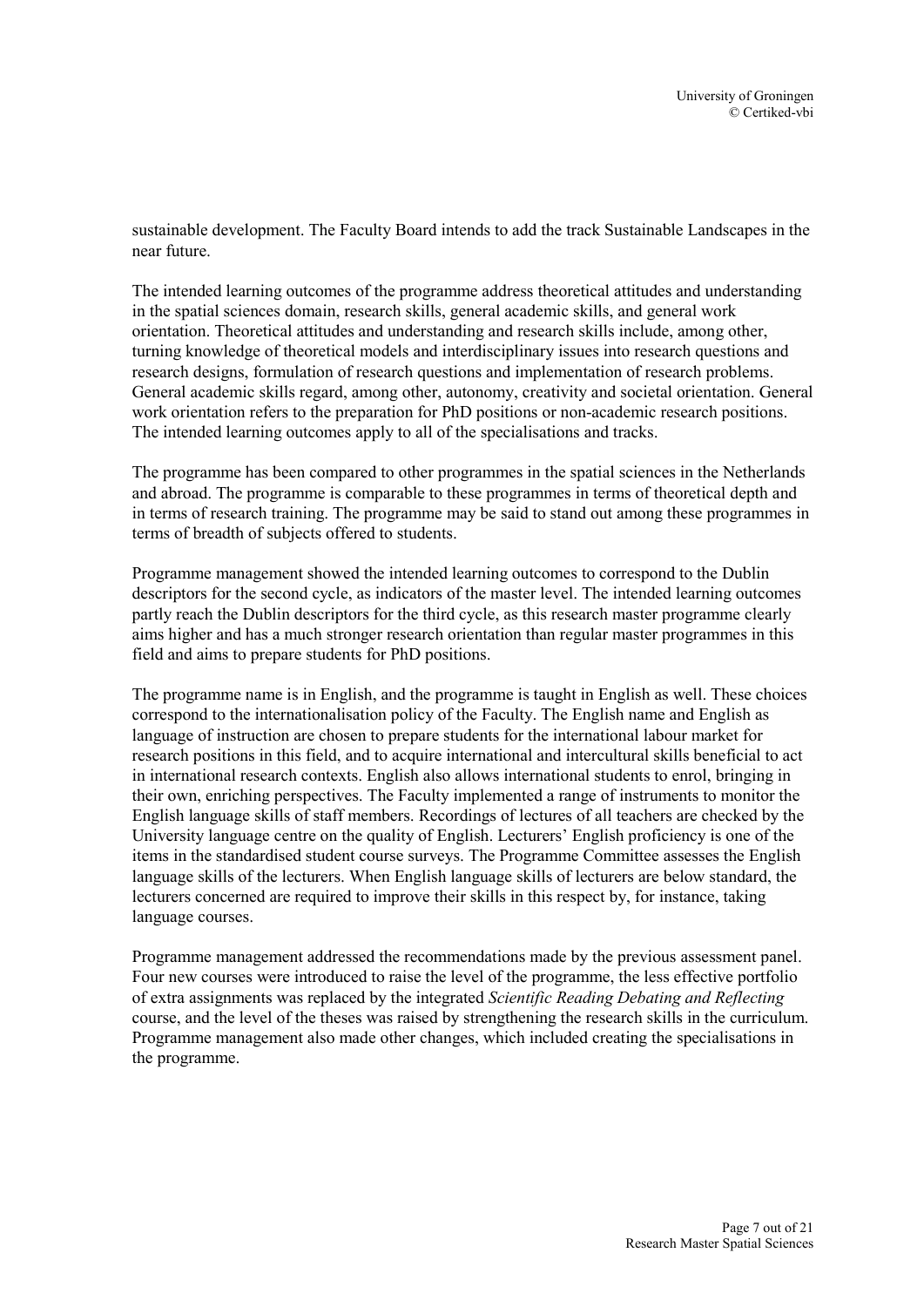sustainable development. The Faculty Board intends to add the track Sustainable Landscapes in the near future.

The intended learning outcomes of the programme address theoretical attitudes and understanding in the spatial sciences domain, research skills, general academic skills, and general work orientation. Theoretical attitudes and understanding and research skills include, among other, turning knowledge of theoretical models and interdisciplinary issues into research questions and research designs, formulation of research questions and implementation of research problems. General academic skills regard, among other, autonomy, creativity and societal orientation. General work orientation refers to the preparation for PhD positions or non-academic research positions. The intended learning outcomes apply to all of the specialisations and tracks.

The programme has been compared to other programmes in the spatial sciences in the Netherlands and abroad. The programme is comparable to these programmes in terms of theoretical depth and in terms of research training. The programme may be said to stand out among these programmes in terms of breadth of subjects offered to students.

Programme management showed the intended learning outcomes to correspond to the Dublin descriptors for the second cycle, as indicators of the master level. The intended learning outcomes partly reach the Dublin descriptors for the third cycle, as this research master programme clearly aims higher and has a much stronger research orientation than regular master programmes in this field and aims to prepare students for PhD positions.

The programme name is in English, and the programme is taught in English as well. These choices correspond to the internationalisation policy of the Faculty. The English name and English as language of instruction are chosen to prepare students for the international labour market for research positions in this field, and to acquire international and intercultural skills beneficial to act in international research contexts. English also allows international students to enrol, bringing in their own, enriching perspectives. The Faculty implemented a range of instruments to monitor the English language skills of staff members. Recordings of lectures of all teachers are checked by the University language centre on the quality of English. Lecturers' English proficiency is one of the items in the standardised student course surveys. The Programme Committee assesses the English language skills of the lecturers. When English language skills of lecturers are below standard, the lecturers concerned are required to improve their skills in this respect by, for instance, taking language courses.

Programme management addressed the recommendations made by the previous assessment panel. Four new courses were introduced to raise the level of the programme, the less effective portfolio of extra assignments was replaced by the integrated *Scientific Reading Debating and Reflecting* course, and the level of the theses was raised by strengthening the research skills in the curriculum. Programme management also made other changes, which included creating the specialisations in the programme.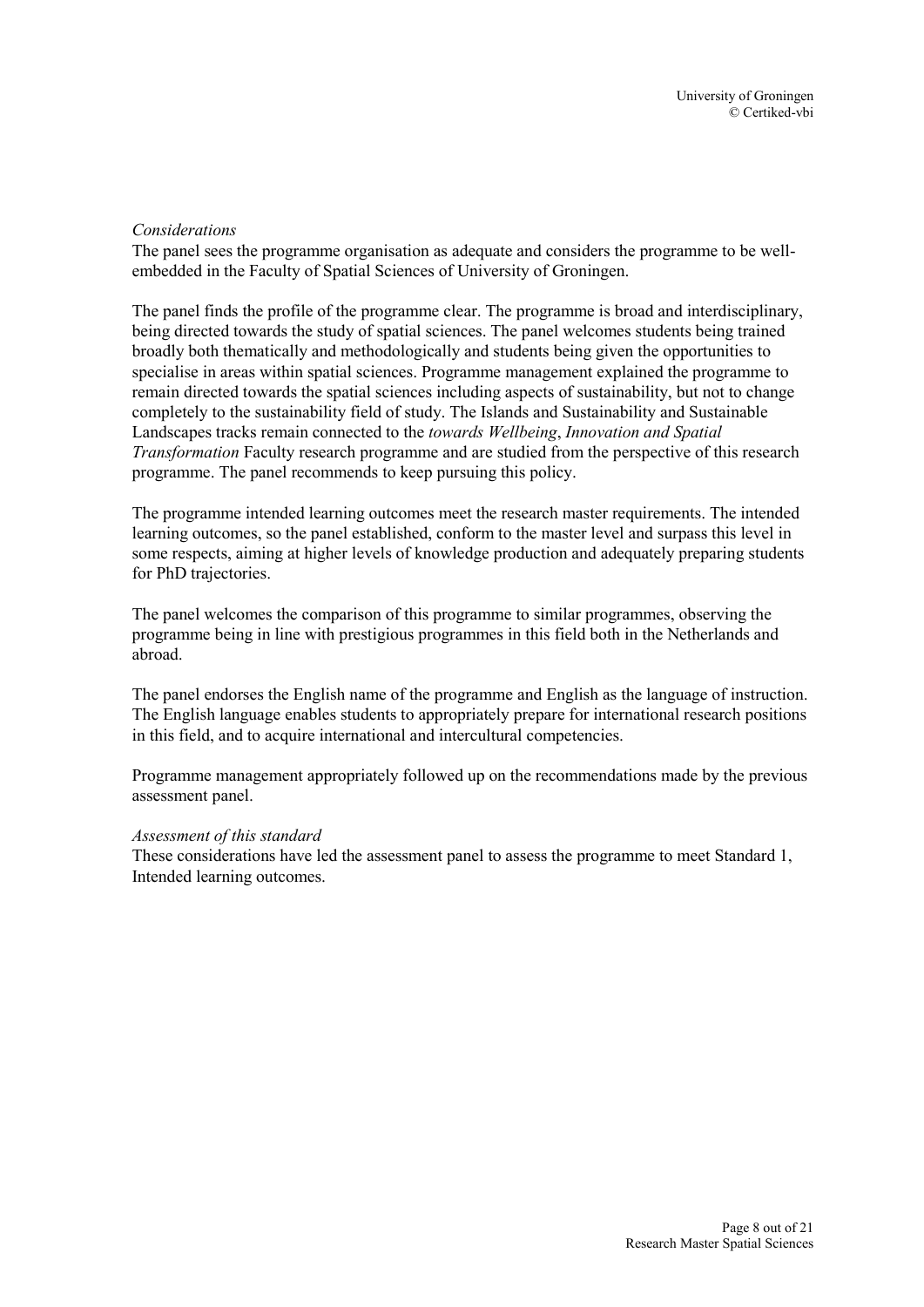*Considerations*

The panel sees the programme organisation as adequate and considers the programme to be well-embedded in the Faculty of Spatial Sciences of University of Groningen.

The panel finds the profile of the programme clear. The programme is broad and interdisciplinary, being directed towards the study of spatial sciences. The panel welcomes students being trained broadly both thematically and methodologically and students being given the opportunities to specialise in areas within spatial sciences. Programme management explained the programme to remain directed towards the spatial sciences including aspects of sustainability, but not to change completely to the sustainability field of study. The Islands and Sustainability and Sustainable Landscapes tracks remain connected to the *towards Wellbeing*, *Innovation and Spatial Transformation* Faculty research programme and are studied from the perspective of this research programme. The panel recommends to keep pursuing this policy.

The programme intended learning outcomes meet the research master requirements. The intended learning outcomes, so the panel established, conform to the master level and surpass this level in some respects, aiming at higher levels of knowledge production and adequately preparing students for PhD trajectories.

The panel welcomes the comparison of this programme to similar programmes, observing the programme being in line with prestigious programmes in this field both in the Netherlands and abroad.

The panel endorses the English name of the programme and English as the language of instruction. The English language enables students to appropriately prepare for international research positions in this field, and to acquire international and intercultural competencies.

Programme management appropriately followed up on the recommendations made by the previous assessment panel.

*Assessment of this standard*

These considerations have led the assessment panel to assess the programme to meet Standard 1, Intended learning outcomes.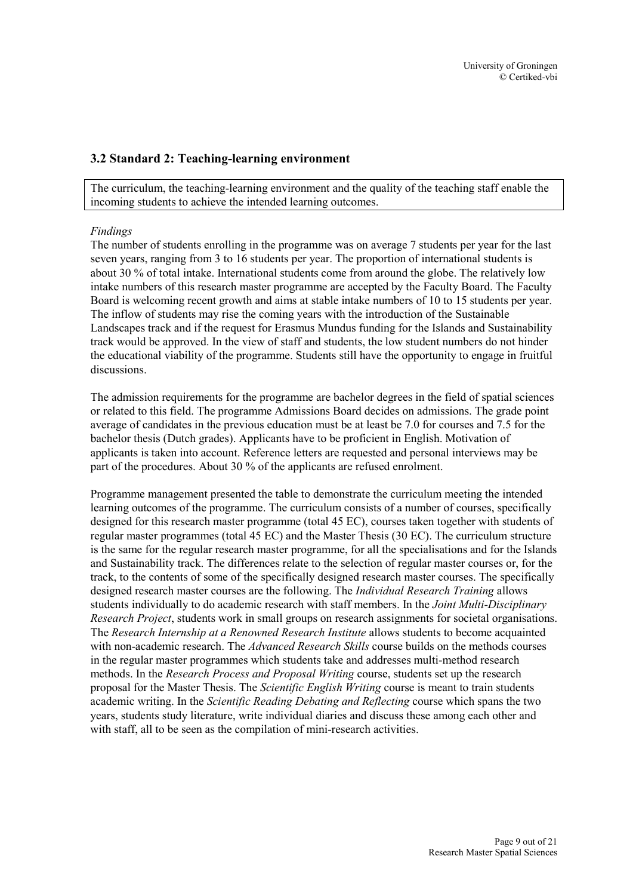### 3.2 Standard 2: Teaching-learning environment

The curriculum, the teaching-learning environment and the quality of the teaching staff enable the incoming students to achieve the intended learning outcomes.

*Findings*

The number of students enrolling in the programme was on average 7 students per year for the last seven years, ranging from 3 to 16 students per year. The proportion of international students is about 30 % of total intake. International students come from around the globe. The relatively low intake numbers of this research master programme are accepted by the Faculty Board. The Faculty Board is welcoming recent growth and aims at stable intake numbers of 10 to 15 students per year. The inflow of students may rise the coming years with the introduction of the Sustainable Landscapes track and if the request for Erasmus Mundus funding for the Islands and Sustainability track would be approved. In the view of staff and students, the low student numbers do not hinder the educational viability of the programme. Students still have the opportunity to engage in fruitful discussions.

The admission requirements for the programme are bachelor degrees in the field of spatial sciences or related to this field. The programme Admissions Board decides on admissions. The grade point average of candidates in the previous education must be at least be 7.0 for courses and 7.5 for the bachelor thesis (Dutch grades). Applicants have to be proficient in English. Motivation of applicants is taken into account. Reference letters are requested and personal interviews may be part of the procedures. About 30 % of the applicants are refused enrolment.

Programme management presented the table to demonstrate the curriculum meeting the intended learning outcomes of the programme. The curriculum consists of a number of courses, specifically designed for this research master programme (total 45 EC), courses taken together with students of regular master programmes (total 45 EC) and the Master Thesis (30 EC). The curriculum structure is the same for the regular research master programme, for all the specialisations and for the Islands and Sustainability track. The differences relate to the selection of regular master courses or, for the track, to the contents of some of the specifically designed research master courses. The specifically designed research master courses are the following. The *Individual Research Training* allows students individually to do academic research with staff members. In the *Joint Multi-Disciplinary Research Project*, students work in small groups on research assignments for societal organisations. The *Research Internship at a Renowned Research Institute* allows students to become acquainted with non-academic research. The *Advanced Research Skills* course builds on the methods courses in the regular master programmes which students take and addresses multi-method research methods. In the *Research Process and Proposal Writing* course, students set up the research proposal for the Master Thesis. The *Scientific English Writing* course is meant to train students academic writing. In the *Scientific Reading Debating and Reflecting* course which spans the two years, students study literature, write individual diaries and discuss these among each other and with staff, all to be seen as the compilation of mini-research activities.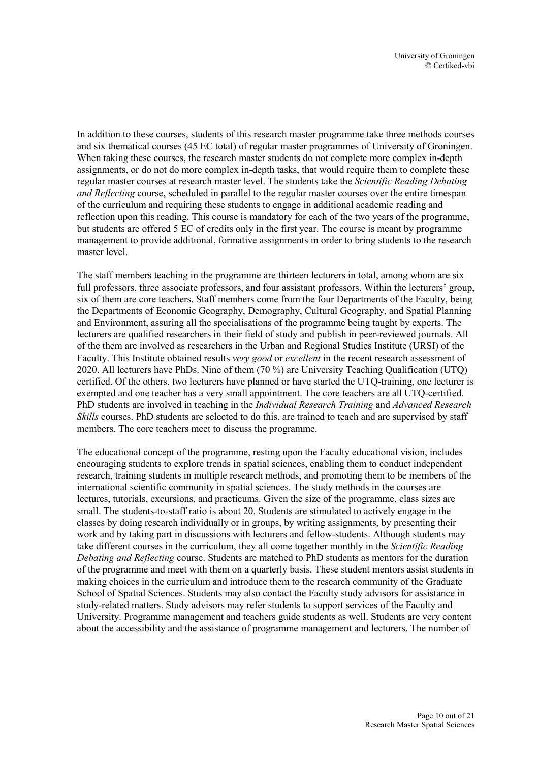In addition to these courses, students of this research master programme take three methods courses and six thematical courses (45 EC total) of regular master programmes of University of Groningen. When taking these courses, the research master students do not complete more complex in-depth assignments, or do not do more complex in-depth tasks, that would require them to complete these regular master courses at research master level. The students take the *Scientific Reading Debating and Reflecting* course, scheduled in parallel to the regular master courses over the entire timespan of the curriculum and requiring these students to engage in additional academic reading and reflection upon this reading. This course is mandatory for each of the two years of the programme, but students are offered 5 EC of credits only in the first year. The course is meant by programme management to provide additional, formative assignments in order to bring students to the research master level.

The staff members teaching in the programme are thirteen lecturers in total, among whom are six full professors, three associate professors, and four assistant professors. Within the lecturers' group, six of them are core teachers. Staff members come from the four Departments of the Faculty, being the Departments of Economic Geography, Demography, Cultural Geography, and Spatial Planning and Environment, assuring all the specialisations of the programme being taught by experts. The lecturers are qualified researchers in their field of study and publish in peer-reviewed journals. All of the them are involved as researchers in the Urban and Regional Studies Institute (URSI) of the Faculty. This Institute obtained results *very good* or *excellent* in the recent research assessment of 2020. All lecturers have PhDs. Nine of them (70 %) are University Teaching Qualification (UTQ) certified. Of the others, two lecturers have planned or have started the UTQ-training, one lecturer is exempted and one teacher has a very small appointment. The core teachers are all UTQ-certified. PhD students are involved in teaching in the *Individual Research Training* and *Advanced Research Skills* courses. PhD students are selected to do this, are trained to teach and are supervised by staff members. The core teachers meet to discuss the programme.

The educational concept of the programme, resting upon the Faculty educational vision, includes encouraging students to explore trends in spatial sciences, enabling them to conduct independent research, training students in multiple research methods, and promoting them to be members of the international scientific community in spatial sciences. The study methods in the courses are lectures, tutorials, excursions, and practicums. Given the size of the programme, class sizes are small. The students-to-staff ratio is about 20. Students are stimulated to actively engage in the classes by doing research individually or in groups, by writing assignments, by presenting their work and by taking part in discussions with lecturers and fellow-students. Although students may take different courses in the curriculum, they all come together monthly in the *Scientific Reading Debating and Reflecting* course. Students are matched to PhD students as mentors for the duration of the programme and meet with them on a quarterly basis. These student mentors assist students in making choices in the curriculum and introduce them to the research community of the Graduate School of Spatial Sciences. Students may also contact the Faculty study advisors for assistance in study-related matters. Study advisors may refer students to support services of the Faculty and University. Programme management and teachers guide students as well. Students are very content about the accessibility and the assistance of programme management and lecturers. The number of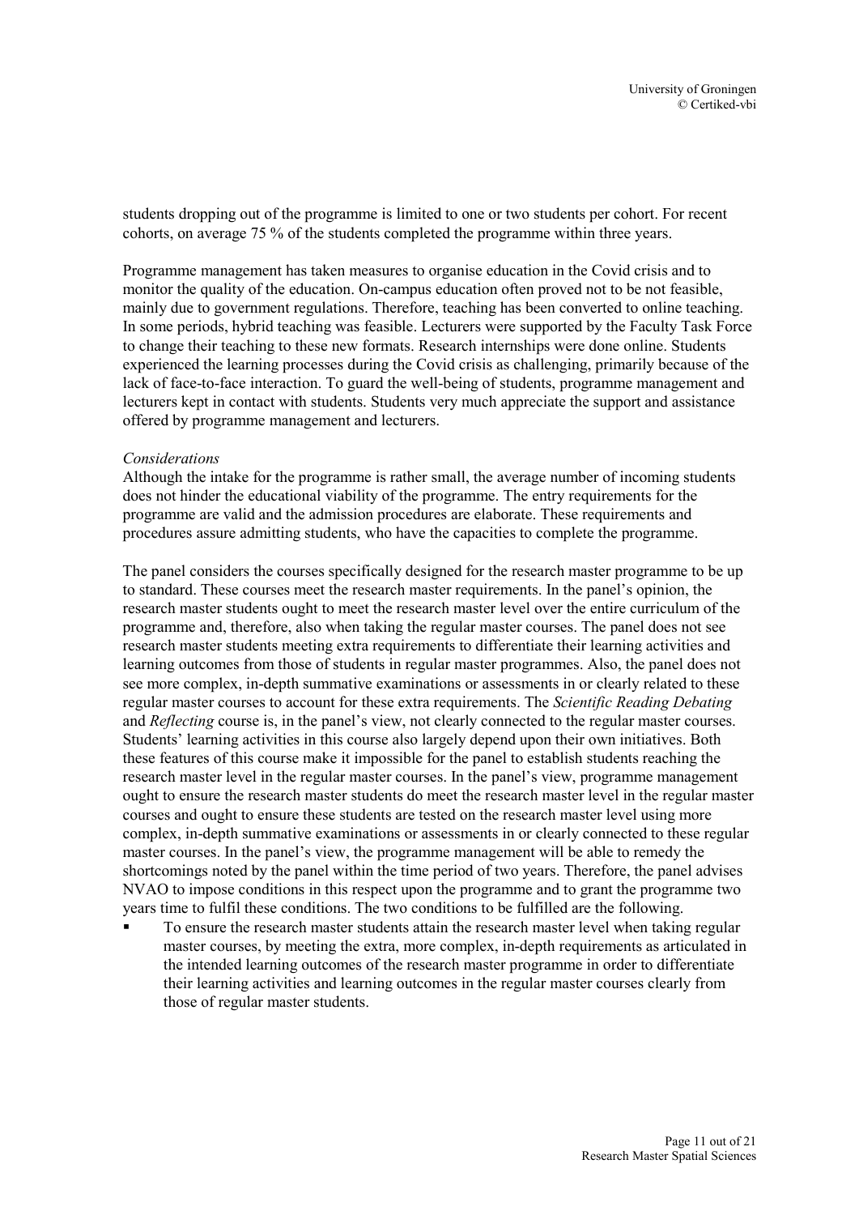students dropping out of the programme is limited to one or two students per cohort. For recent cohorts, on average 75 % of the students completed the programme within three years.

Programme management has taken measures to organise education in the Covid crisis and to monitor the quality of the education. On-campus education often proved not to be not feasible, mainly due to government regulations. Therefore, teaching has been converted to online teaching. In some periods, hybrid teaching was feasible. Lecturers were supported by the Faculty Task Force to change their teaching to these new formats. Research internships were done online. Students experienced the learning processes during the Covid crisis as challenging, primarily because of the lack of face-to-face interaction. To guard the well-being of students, programme management and lecturers kept in contact with students. Students very much appreciate the support and assistance offered by programme management and lecturers.

*Considerations*

Although the intake for the programme is rather small, the average number of incoming students does not hinder the educational viability of the programme. The entry requirements for the programme are valid and the admission procedures are elaborate. These requirements and procedures assure admitting students, who have the capacities to complete the programme.

The panel considers the courses specifically designed for the research master programme to be up to standard. These courses meet the research master requirements. In the panel's opinion, the research master students ought to meet the research master level over the entire curriculum of the programme and, therefore, also when taking the regular master courses. The panel does not see research master students meeting extra requirements to differentiate their learning activities and learning outcomes from those of students in regular master programmes. Also, the panel does not see more complex, in-depth summative examinations or assessments in or clearly related to these regular master courses to account for these extra requirements. The *Scientific Reading Debating* and *Reflecting* course is, in the panel's view, not clearly connected to the regular master courses. Students' learning activities in this course also largely depend upon their own initiatives. Both these features of this course make it impossible for the panel to establish students reaching the research master level in the regular master courses. In the panel's view, programme management ought to ensure the research master students do meet the research master level in the regular master courses and ought to ensure these students are tested on the research master level using more complex, in-depth summative examinations or assessments in or clearly connected to these regular master courses. In the panel's view, the programme management will be able to remedy the shortcomings noted by the panel within the time period of two years. Therefore, the panel advises NVAO to impose conditions in this respect upon the programme and to grant the programme two years time to fulfil these conditions. The two conditions to be fulfilled are the following.

- To ensure the research master students attain the research master level when taking regular master courses, by meeting the extra, more complex, in-depth requirements as articulated in the intended learning outcomes of the research master programme in order to differentiate their learning activities and learning outcomes in the regular master courses clearly from those of regular master students.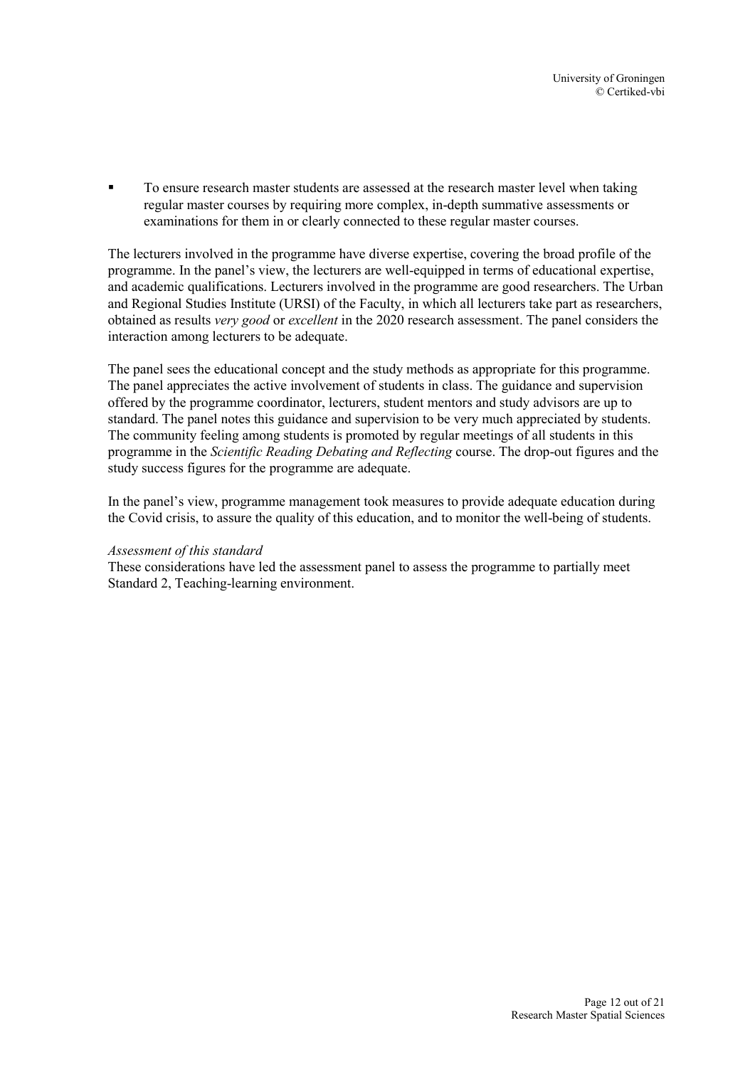- To ensure research master students are assessed at the research master level when taking regular master courses by requiring more complex, in-depth summative assessments or examinations for them in or clearly connected to these regular master courses.

The lecturers involved in the programme have diverse expertise, covering the broad profile of the programme. In the panel's view, the lecturers are well-equipped in terms of educational expertise, and academic qualifications. Lecturers involved in the programme are good researchers. The Urban and Regional Studies Institute (URSI) of the Faculty, in which all lecturers take part as researchers, obtained as results *very good* or *excellent* in the 2020 research assessment. The panel considers the interaction among lecturers to be adequate.

The panel sees the educational concept and the study methods as appropriate for this programme. The panel appreciates the active involvement of students in class. The guidance and supervision offered by the programme coordinator, lecturers, student mentors and study advisors are up to standard. The panel notes this guidance and supervision to be very much appreciated by students. The community feeling among students is promoted by regular meetings of all students in this programme in the *Scientific Reading Debating and Reflecting* course. The drop-out figures and the study success figures for the programme are adequate.

In the panel's view, programme management took measures to provide adequate education during the Covid crisis, to assure the quality of this education, and to monitor the well-being of students.

*Assessment of this standard*

These considerations have led the assessment panel to assess the programme to partially meet Standard 2, Teaching-learning environment.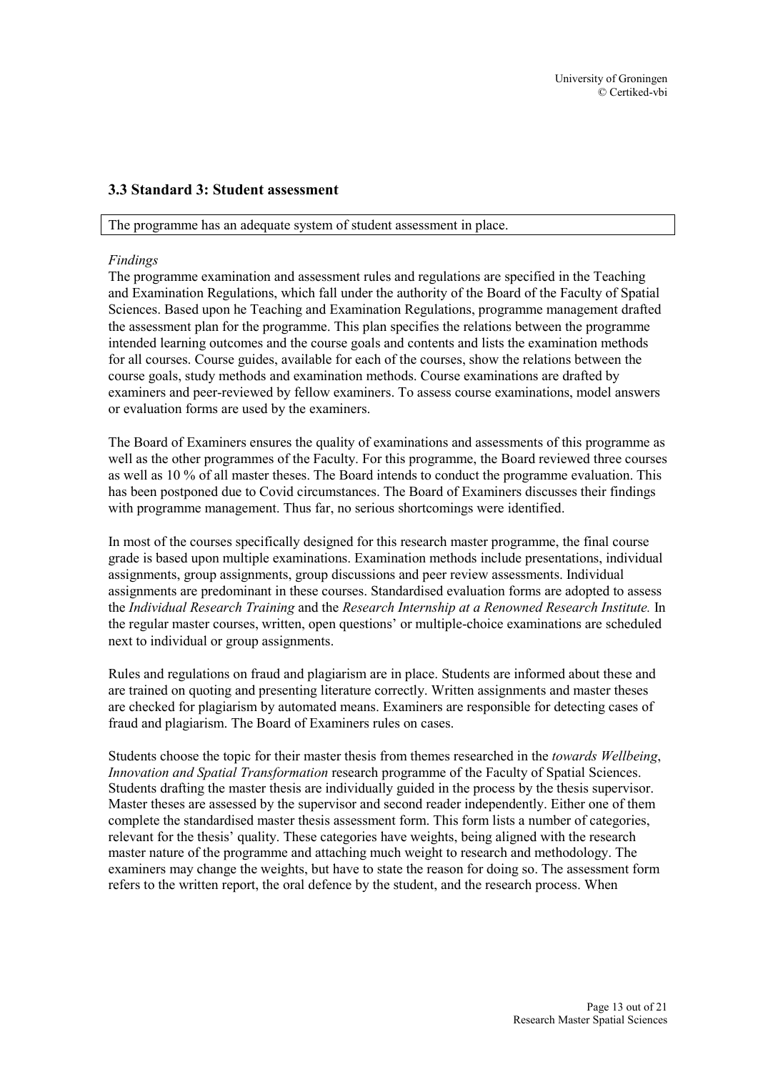## 3.3 Standard 3: Student assessment

The programme has an adequate system of student assessment in place.

*Findings*

The programme examination and assessment rules and regulations are specified in the Teaching and Examination Regulations, which fall under the authority of the Board of the Faculty of Spatial Sciences. Based upon he Teaching and Examination Regulations, programme management drafted the assessment plan for the programme. This plan specifies the relations between the programme intended learning outcomes and the course goals and contents and lists the examination methods for all courses. Course guides, available for each of the courses, show the relations between the course goals, study methods and examination methods. Course examinations are drafted by examiners and peer-reviewed by fellow examiners. To assess course examinations, model answers or evaluation forms are used by the examiners.

The Board of Examiners ensures the quality of examinations and assessments of this programme as well as the other programmes of the Faculty. For this programme, the Board reviewed three courses as well as 10 % of all master theses. The Board intends to conduct the programme evaluation. This has been postponed due to Covid circumstances. The Board of Examiners discusses their findings with programme management. Thus far, no serious shortcomings were identified.

In most of the courses specifically designed for this research master programme, the final course grade is based upon multiple examinations. Examination methods include presentations, individual assignments, group assignments, group discussions and peer review assessments. Individual assignments are predominant in these courses. Standardised evaluation forms are adopted to assess the *Individual Research Training* and the *Research Internship at a Renowned Research Institute.* In the regular master courses, written, open questions' or multiple-choice examinations are scheduled next to individual or group assignments.

Rules and regulations on fraud and plagiarism are in place. Students are informed about these and are trained on quoting and presenting literature correctly. Written assignments and master theses are checked for plagiarism by automated means. Examiners are responsible for detecting cases of fraud and plagiarism. The Board of Examiners rules on cases.

Students choose the topic for their master thesis from themes researched in the *towards Wellbeing, Innovation and Spatial Transformation* research programme of the Faculty of Spatial Sciences. Students drafting the master thesis are individually guided in the process by the thesis supervisor. Master theses are assessed by the supervisor and second reader independently. Either one of them complete the standardised master thesis assessment form. This form lists a number of categories, relevant for the thesis' quality. These categories have weights, being aligned with the research master nature of the programme and attaching much weight to research and methodology. The examiners may change the weights, but have to state the reason for doing so. The assessment form refers to the written report, the oral defence by the student, and the research process. When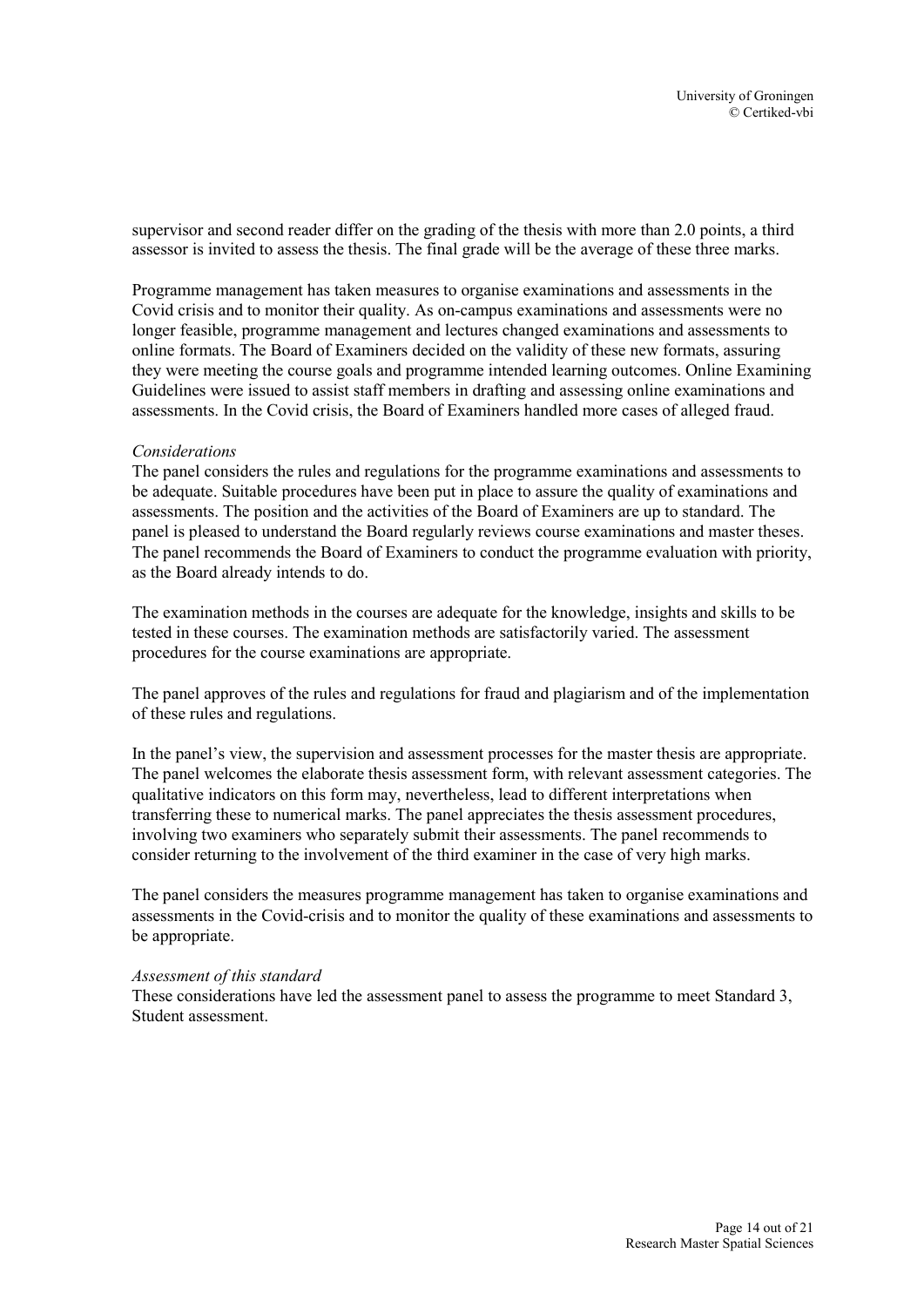supervisor and second reader differ on the grading of the thesis with more than 2.0 points, a third assessor is invited to assess the thesis. The final grade will be the average of these three marks.

Programme management has taken measures to organise examinations and assessments in the Covid crisis and to monitor their quality. As on-campus examinations and assessments were no longer feasible, programme management and lectures changed examinations and assessments to online formats. The Board of Examiners decided on the validity of these new formats, assuring they were meeting the course goals and programme intended learning outcomes. Online Examining Guidelines were issued to assist staff members in drafting and assessing online examinations and assessments. In the Covid crisis, the Board of Examiners handled more cases of alleged fraud.

*Considerations*
The panel considers the rules and regulations for the programme examinations and assessments to be adequate. Suitable procedures have been put in place to assure the quality of examinations and assessments. The position and the activities of the Board of Examiners are up to standard. The panel is pleased to understand the Board regularly reviews course examinations and master theses. The panel recommends the Board of Examiners to conduct the programme evaluation with priority, as the Board already intends to do.

The examination methods in the courses are adequate for the knowledge, insights and skills to be tested in these courses. The examination methods are satisfactorily varied. The assessment procedures for the course examinations are appropriate.

The panel approves of the rules and regulations for fraud and plagiarism and of the implementation of these rules and regulations.

In the panel's view, the supervision and assessment processes for the master thesis are appropriate. The panel welcomes the elaborate thesis assessment form, with relevant assessment categories. The qualitative indicators on this form may, nevertheless, lead to different interpretations when transferring these to numerical marks. The panel appreciates the thesis assessment procedures, involving two examiners who separately submit their assessments. The panel recommends to consider returning to the involvement of the third examiner in the case of very high marks.

The panel considers the measures programme management has taken to organise examinations and assessments in the Covid-crisis and to monitor the quality of these examinations and assessments to be appropriate.

*Assessment of this standard*
These considerations have led the assessment panel to assess the programme to meet Standard 3, Student assessment.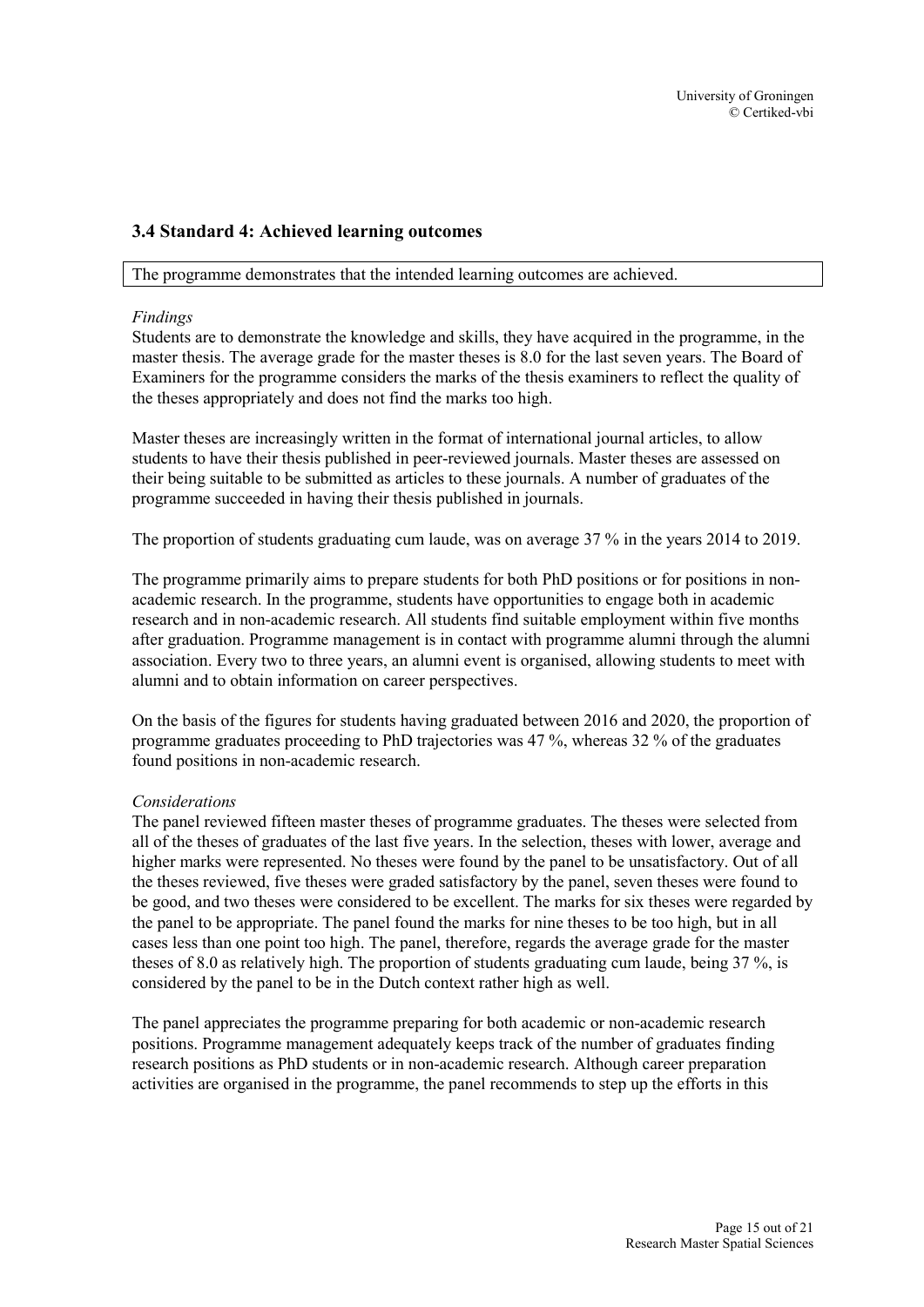## 3.4 Standard 4: Achieved learning outcomes

The programme demonstrates that the intended learning outcomes are achieved.

*Findings*
Students are to demonstrate the knowledge and skills, they have acquired in the programme, in the master thesis. The average grade for the master theses is 8.0 for the last seven years. The Board of Examiners for the programme considers the marks of the thesis examiners to reflect the quality of the theses appropriately and does not find the marks too high.

Master theses are increasingly written in the format of international journal articles, to allow students to have their thesis published in peer-reviewed journals. Master theses are assessed on their being suitable to be submitted as articles to these journals. A number of graduates of the programme succeeded in having their thesis published in journals.

The proportion of students graduating cum laude, was on average 37 % in the years 2014 to 2019.

The programme primarily aims to prepare students for both PhD positions or for positions in non-academic research. In the programme, students have opportunities to engage both in academic research and in non-academic research. All students find suitable employment within five months after graduation. Programme management is in contact with programme alumni through the alumni association. Every two to three years, an alumni event is organised, allowing students to meet with alumni and to obtain information on career perspectives.

On the basis of the figures for students having graduated between 2016 and 2020, the proportion of programme graduates proceeding to PhD trajectories was 47 %, whereas 32 % of the graduates found positions in non-academic research.

*Considerations*
The panel reviewed fifteen master theses of programme graduates. The theses were selected from all of the theses of graduates of the last five years. In the selection, theses with lower, average and higher marks were represented. No theses were found by the panel to be unsatisfactory. Out of all the theses reviewed, five theses were graded satisfactory by the panel, seven theses were found to be good, and two theses were considered to be excellent. The marks for six theses were regarded by the panel to be appropriate. The panel found the marks for nine theses to be too high, but in all cases less than one point too high. The panel, therefore, regards the average grade for the master theses of 8.0 as relatively high. The proportion of students graduating cum laude, being 37 %, is considered by the panel to be in the Dutch context rather high as well.

The panel appreciates the programme preparing for both academic or non-academic research positions. Programme management adequately keeps track of the number of graduates finding research positions as PhD students or in non-academic research. Although career preparation activities are organised in the programme, the panel recommends to step up the efforts in this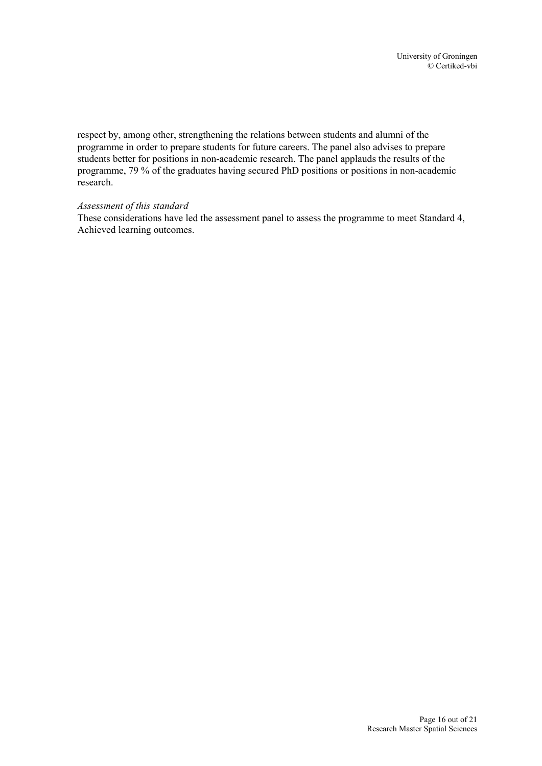respect by, among other, strengthening the relations between students and alumni of the programme in order to prepare students for future careers. The panel also advises to prepare students better for positions in non-academic research. The panel applauds the results of the programme, 79 % of the graduates having secured PhD positions or positions in non-academic research.

*Assessment of this standard*

These considerations have led the assessment panel to assess the programme to meet Standard 4, Achieved learning outcomes.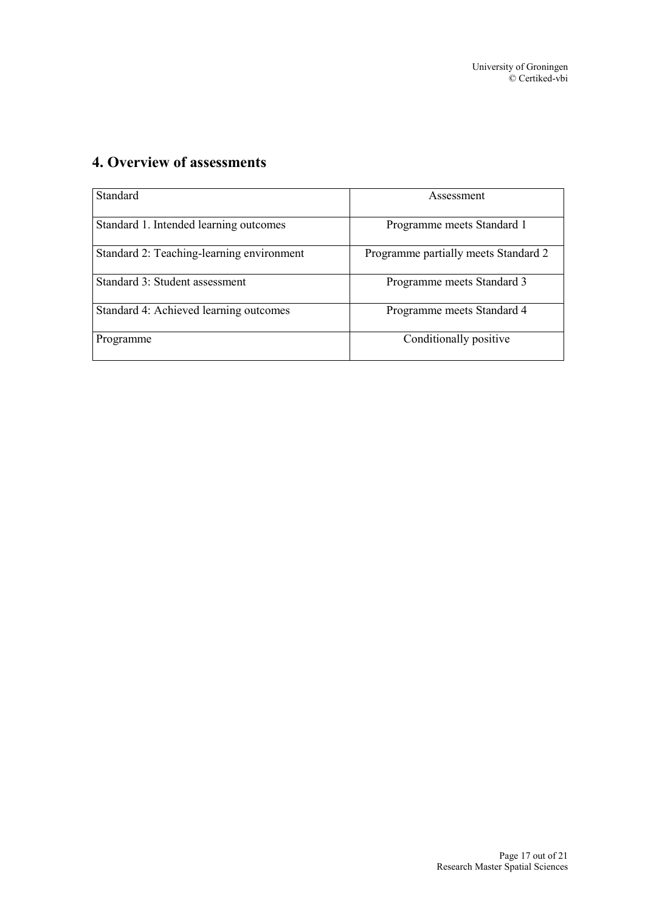## 4. Overview of assessments

| Standard | Assessment |
|---|---|
| Standard 1. Intended learning outcomes | Programme meets Standard 1 |
| Standard 2: Teaching-learning environment | Programme partially meets Standard 2 |
| Standard 3: Student assessment | Programme meets Standard 3 |
| Standard 4: Achieved learning outcomes | Programme meets Standard 4 |
| Programme | Conditionally positive |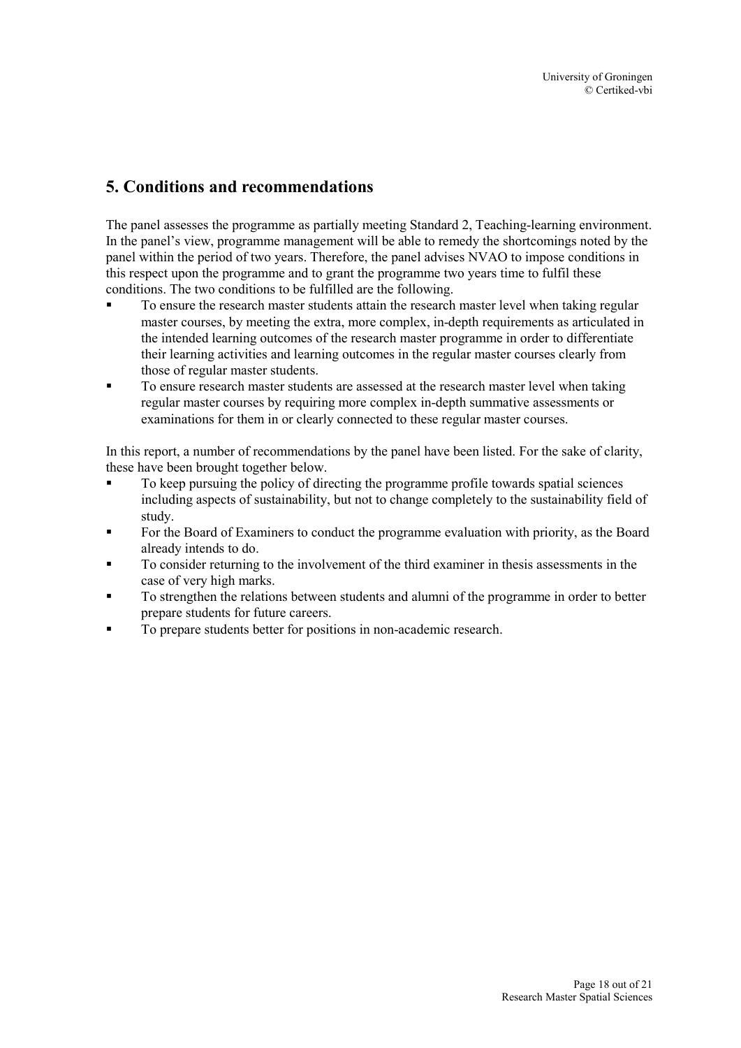## 5. Conditions and recommendations

The panel assesses the programme as partially meeting Standard 2, Teaching-learning environment. In the panel's view, programme management will be able to remedy the shortcomings noted by the panel within the period of two years. Therefore, the panel advises NVAO to impose conditions in this respect upon the programme and to grant the programme two years time to fulfil these conditions. The two conditions to be fulfilled are the following.

- To ensure the research master students attain the research master level when taking regular master courses, by meeting the extra, more complex, in-depth requirements as articulated in the intended learning outcomes of the research master programme in order to differentiate their learning activities and learning outcomes in the regular master courses clearly from those of regular master students.
- To ensure research master students are assessed at the research master level when taking regular master courses by requiring more complex in-depth summative assessments or examinations for them in or clearly connected to these regular master courses.

In this report, a number of recommendations by the panel have been listed. For the sake of clarity, these have been brought together below.

- To keep pursuing the policy of directing the programme profile towards spatial sciences including aspects of sustainability, but not to change completely to the sustainability field of study.
- For the Board of Examiners to conduct the programme evaluation with priority, as the Board already intends to do.
- To consider returning to the involvement of the third examiner in thesis assessments in the case of very high marks.
- To strengthen the relations between students and alumni of the programme in order to better prepare students for future careers.
- To prepare students better for positions in non-academic research.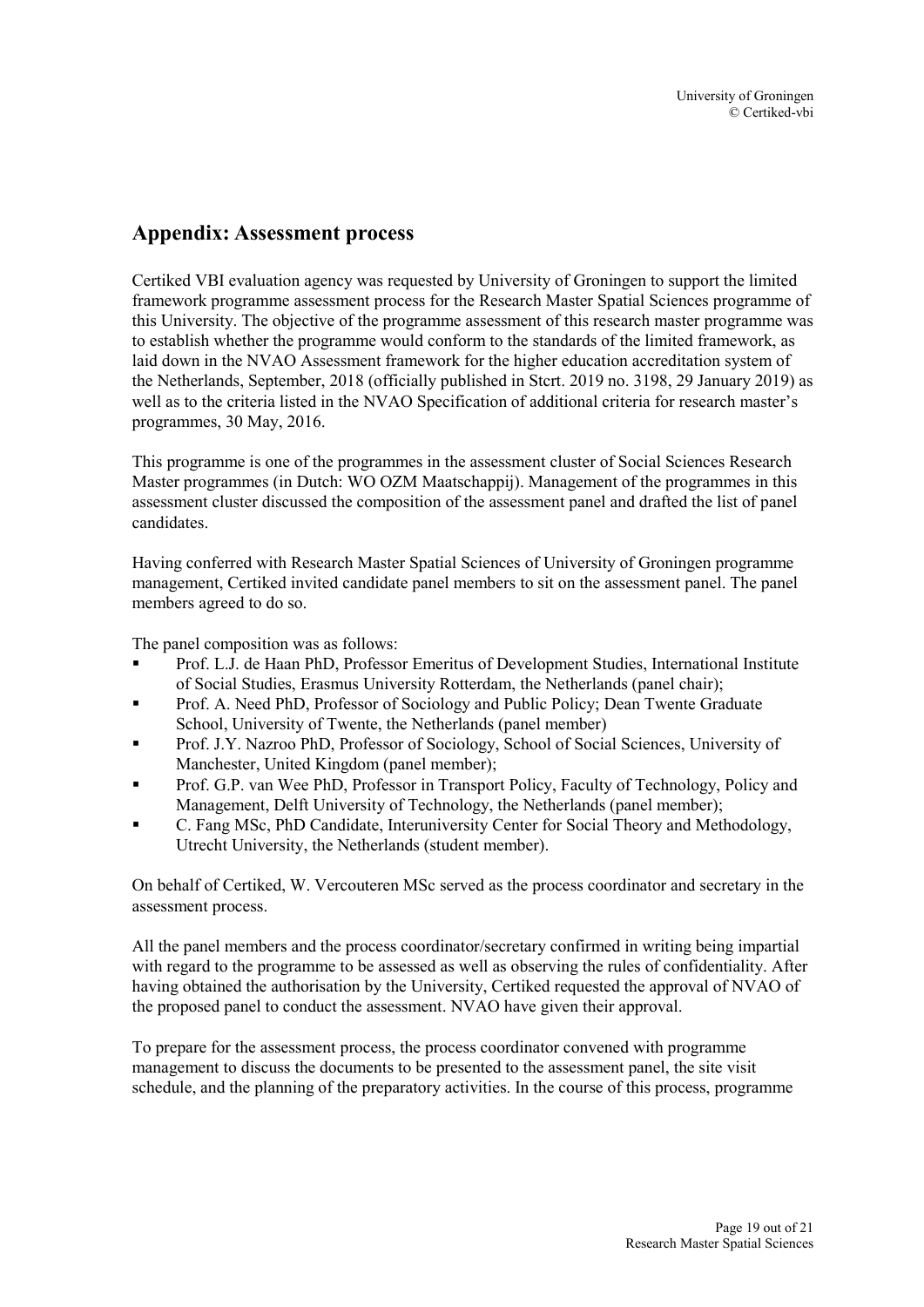## Appendix: Assessment process

Certiked VBI evaluation agency was requested by University of Groningen to support the limited framework programme assessment process for the Research Master Spatial Sciences programme of this University. The objective of the programme assessment of this research master programme was to establish whether the programme would conform to the standards of the limited framework, as laid down in the NVAO Assessment framework for the higher education accreditation system of the Netherlands, September, 2018 (officially published in Stcrt. 2019 no. 3198, 29 January 2019) as well as to the criteria listed in the NVAO Specification of additional criteria for research master's programmes, 30 May, 2016.

This programme is one of the programmes in the assessment cluster of Social Sciences Research Master programmes (in Dutch: WO OZM Maatschappij). Management of the programmes in this assessment cluster discussed the composition of the assessment panel and drafted the list of panel candidates.

Having conferred with Research Master Spatial Sciences of University of Groningen programme management, Certiked invited candidate panel members to sit on the assessment panel. The panel members agreed to do so.

The panel composition was as follows:

- Prof. L.J. de Haan PhD, Professor Emeritus of Development Studies, International Institute of Social Studies, Erasmus University Rotterdam, the Netherlands (panel chair);
- Prof. A. Need PhD, Professor of Sociology and Public Policy; Dean Twente Graduate School, University of Twente, the Netherlands (panel member)
- Prof. J.Y. Nazroo PhD, Professor of Sociology, School of Social Sciences, University of Manchester, United Kingdom (panel member);
- Prof. G.P. van Wee PhD, Professor in Transport Policy, Faculty of Technology, Policy and Management, Delft University of Technology, the Netherlands (panel member);
- C. Fang MSc, PhD Candidate, Interuniversity Center for Social Theory and Methodology, Utrecht University, the Netherlands (student member).

On behalf of Certiked, W. Vercouteren MSc served as the process coordinator and secretary in the assessment process.

All the panel members and the process coordinator/secretary confirmed in writing being impartial with regard to the programme to be assessed as well as observing the rules of confidentiality. After having obtained the authorisation by the University, Certiked requested the approval of NVAO of the proposed panel to conduct the assessment. NVAO have given their approval.

To prepare for the assessment process, the process coordinator convened with programme management to discuss the documents to be presented to the assessment panel, the site visit schedule, and the planning of the preparatory activities. In the course of this process, programme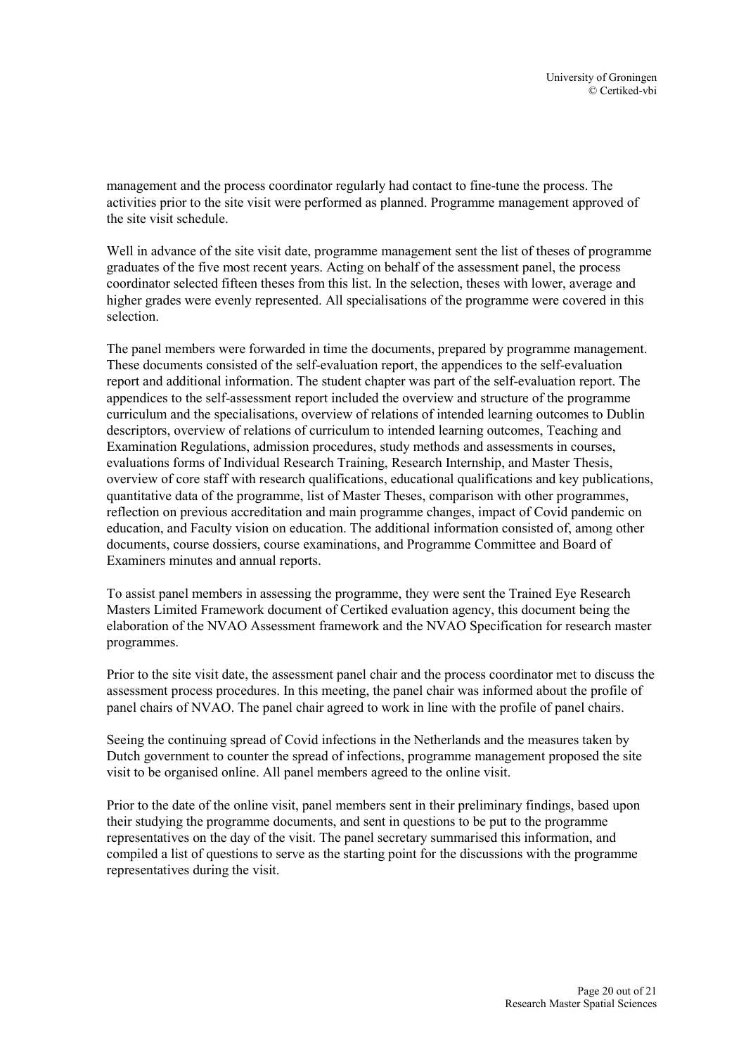management and the process coordinator regularly had contact to fine-tune the process. The activities prior to the site visit were performed as planned. Programme management approved of the site visit schedule.

Well in advance of the site visit date, programme management sent the list of theses of programme graduates of the five most recent years. Acting on behalf of the assessment panel, the process coordinator selected fifteen theses from this list. In the selection, theses with lower, average and higher grades were evenly represented. All specialisations of the programme were covered in this selection.

The panel members were forwarded in time the documents, prepared by programme management. These documents consisted of the self-evaluation report, the appendices to the self-evaluation report and additional information. The student chapter was part of the self-evaluation report. The appendices to the self-assessment report included the overview and structure of the programme curriculum and the specialisations, overview of relations of intended learning outcomes to Dublin descriptors, overview of relations of curriculum to intended learning outcomes, Teaching and Examination Regulations, admission procedures, study methods and assessments in courses, evaluations forms of Individual Research Training, Research Internship, and Master Thesis, overview of core staff with research qualifications, educational qualifications and key publications, quantitative data of the programme, list of Master Theses, comparison with other programmes, reflection on previous accreditation and main programme changes, impact of Covid pandemic on education, and Faculty vision on education. The additional information consisted of, among other documents, course dossiers, course examinations, and Programme Committee and Board of Examiners minutes and annual reports.

To assist panel members in assessing the programme, they were sent the Trained Eye Research Masters Limited Framework document of Certiked evaluation agency, this document being the elaboration of the NVAO Assessment framework and the NVAO Specification for research master programmes.

Prior to the site visit date, the assessment panel chair and the process coordinator met to discuss the assessment process procedures. In this meeting, the panel chair was informed about the profile of panel chairs of NVAO. The panel chair agreed to work in line with the profile of panel chairs.

Seeing the continuing spread of Covid infections in the Netherlands and the measures taken by Dutch government to counter the spread of infections, programme management proposed the site visit to be organised online. All panel members agreed to the online visit.

Prior to the date of the online visit, panel members sent in their preliminary findings, based upon their studying the programme documents, and sent in questions to be put to the programme representatives on the day of the visit. The panel secretary summarised this information, and compiled a list of questions to serve as the starting point for the discussions with the programme representatives during the visit.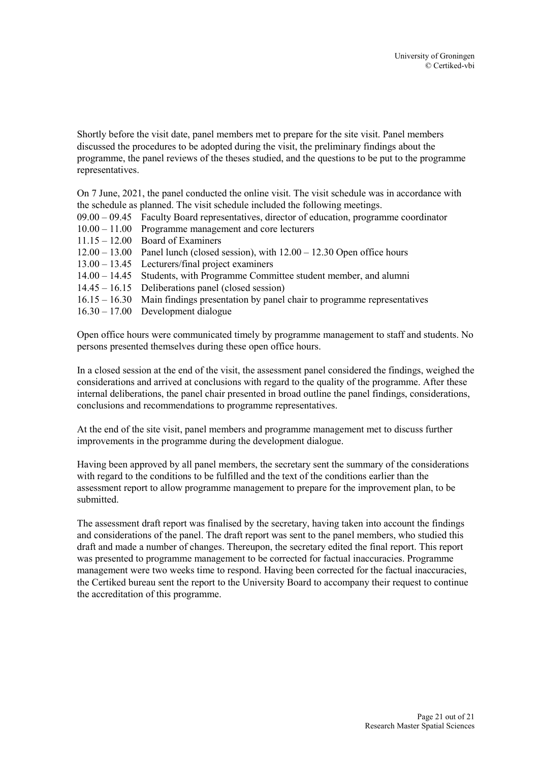Shortly before the visit date, panel members met to prepare for the site visit. Panel members discussed the procedures to be adopted during the visit, the preliminary findings about the programme, the panel reviews of the theses studied, and the questions to be put to the programme representatives.

On 7 June, 2021, the panel conducted the online visit. The visit schedule was in accordance with the schedule as planned. The visit schedule included the following meetings.

| | |
|---|---|
| 09.00 – 09.45 | Faculty Board representatives, director of education, programme coordinator |
| 10.00 – 11.00 | Programme management and core lecturers |
| 11.15 – 12.00 | Board of Examiners |
| 12.00 – 13.00 | Panel lunch (closed session), with 12.00 – 12.30 Open office hours |
| 13.00 – 13.45 | Lecturers/final project examiners |
| 14.00 – 14.45 | Students, with Programme Committee student member, and alumni |
| 14.45 – 16.15 | Deliberations panel (closed session) |
| 16.15 – 16.30 | Main findings presentation by panel chair to programme representatives |
| 16.30 – 17.00 | Development dialogue |

Open office hours were communicated timely by programme management to staff and students. No persons presented themselves during these open office hours.

In a closed session at the end of the visit, the assessment panel considered the findings, weighed the considerations and arrived at conclusions with regard to the quality of the programme. After these internal deliberations, the panel chair presented in broad outline the panel findings, considerations, conclusions and recommendations to programme representatives.

At the end of the site visit, panel members and programme management met to discuss further improvements in the programme during the development dialogue.

Having been approved by all panel members, the secretary sent the summary of the considerations with regard to the conditions to be fulfilled and the text of the conditions earlier than the assessment report to allow programme management to prepare for the improvement plan, to be submitted.

The assessment draft report was finalised by the secretary, having taken into account the findings and considerations of the panel. The draft report was sent to the panel members, who studied this draft and made a number of changes. Thereupon, the secretary edited the final report. This report was presented to programme management to be corrected for factual inaccuracies. Programme management were two weeks time to respond. Having been corrected for the factual inaccuracies, the Certiked bureau sent the report to the University Board to accompany their request to continue the accreditation of this programme.